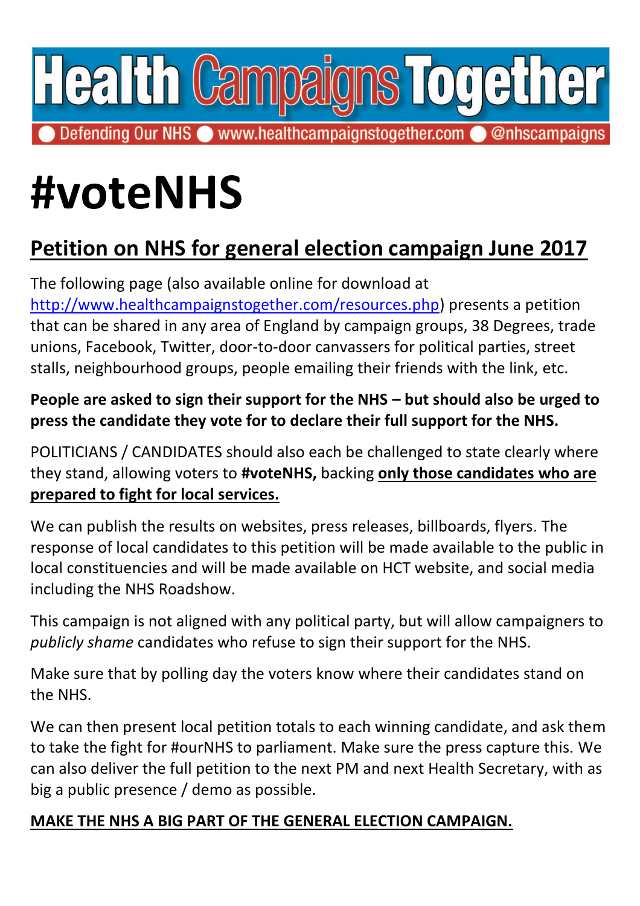# Health Campaigns Together

Defending Our NHS ● www.healthcampaignstogether.com ● @nhscampaigns

# #voteNHS

## Petition on NHS for general election campaign June 2017

The following page (also available online for download at http://www.healthcampaignstogether.com/resources.php) presents a petition that can be shared in any area of England by campaign groups, 38 Degrees, trade unions, Facebook, Twitter, door-to-door canvassers for political parties, street stalls, neighbourhood groups, people emailing their friends with the link, etc.

**People are asked to sign their support for the NHS – but should also be urged to press the candidate they vote for to declare their full support for the NHS.**

POLITICIANS / CANDIDATES should also each be challenged to state clearly where they stand, allowing voters to **#voteNHS,** backing **only those candidates who are prepared to fight for local services.**

We can publish the results on websites, press releases, billboards, flyers. The response of local candidates to this petition will be made available to the public in local constituencies and will be made available on HCT website, and social media including the NHS Roadshow.

This campaign is not aligned with any political party, but will allow campaigners to *publicly shame* candidates who refuse to sign their support for the NHS.

Make sure that by polling day the voters know where their candidates stand on the NHS.

We can then present local petition totals to each winning candidate, and ask them to take the fight for #ourNHS to parliament. Make sure the press capture this. We can also deliver the full petition to the next PM and next Health Secretary, with as big a public presence / demo as possible.

**MAKE THE NHS A BIG PART OF THE GENERAL ELECTION CAMPAIGN.**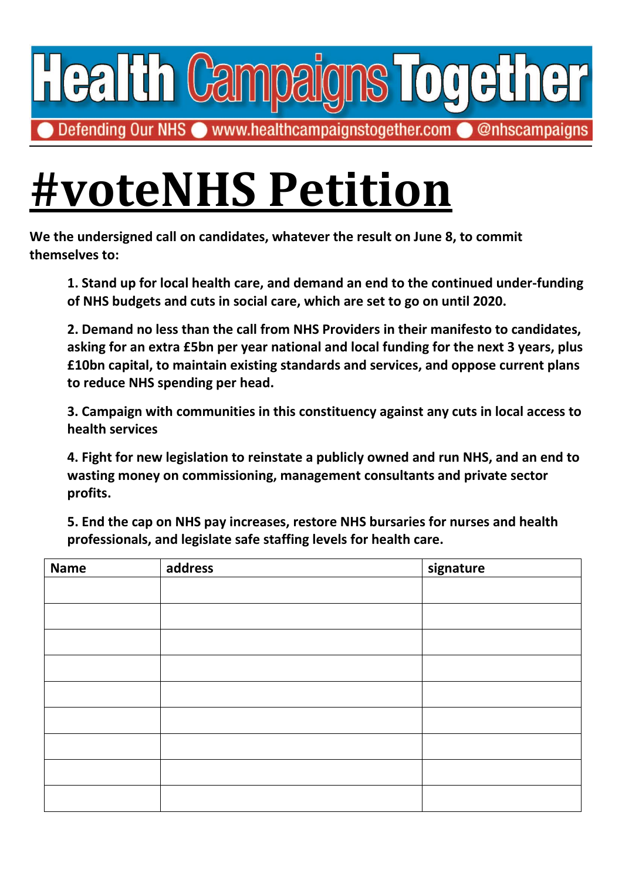# Health Campaigns Together

Defending Our NHS ● www.healthcampaignstogether.com ● @nhscampaigns

# #voteNHS Petition

**We the undersigned call on candidates, whatever the result on June 8, to commit themselves to:**

**1. Stand up for local health care, and demand an end to the continued under-funding of NHS budgets and cuts in social care, which are set to go on until 2020.**

**2. Demand no less than the call from NHS Providers in their manifesto to candidates, asking for an extra £5bn per year national and local funding for the next 3 years, plus £10bn capital, to maintain existing standards and services, and oppose current plans to reduce NHS spending per head.**

**3. Campaign with communities in this constituency against any cuts in local access to health services**

**4. Fight for new legislation to reinstate a publicly owned and run NHS, and an end to wasting money on commissioning, management consultants and private sector profits.**

**5. End the cap on NHS pay increases, restore NHS bursaries for nurses and health professionals, and legislate safe staffing levels for health care.**

| Name | address | signature |
|---|---|---|
| | | |
| | | |
| | | |
| | | |
| | | |
| | | |
| | | |
| | | |
| | | |